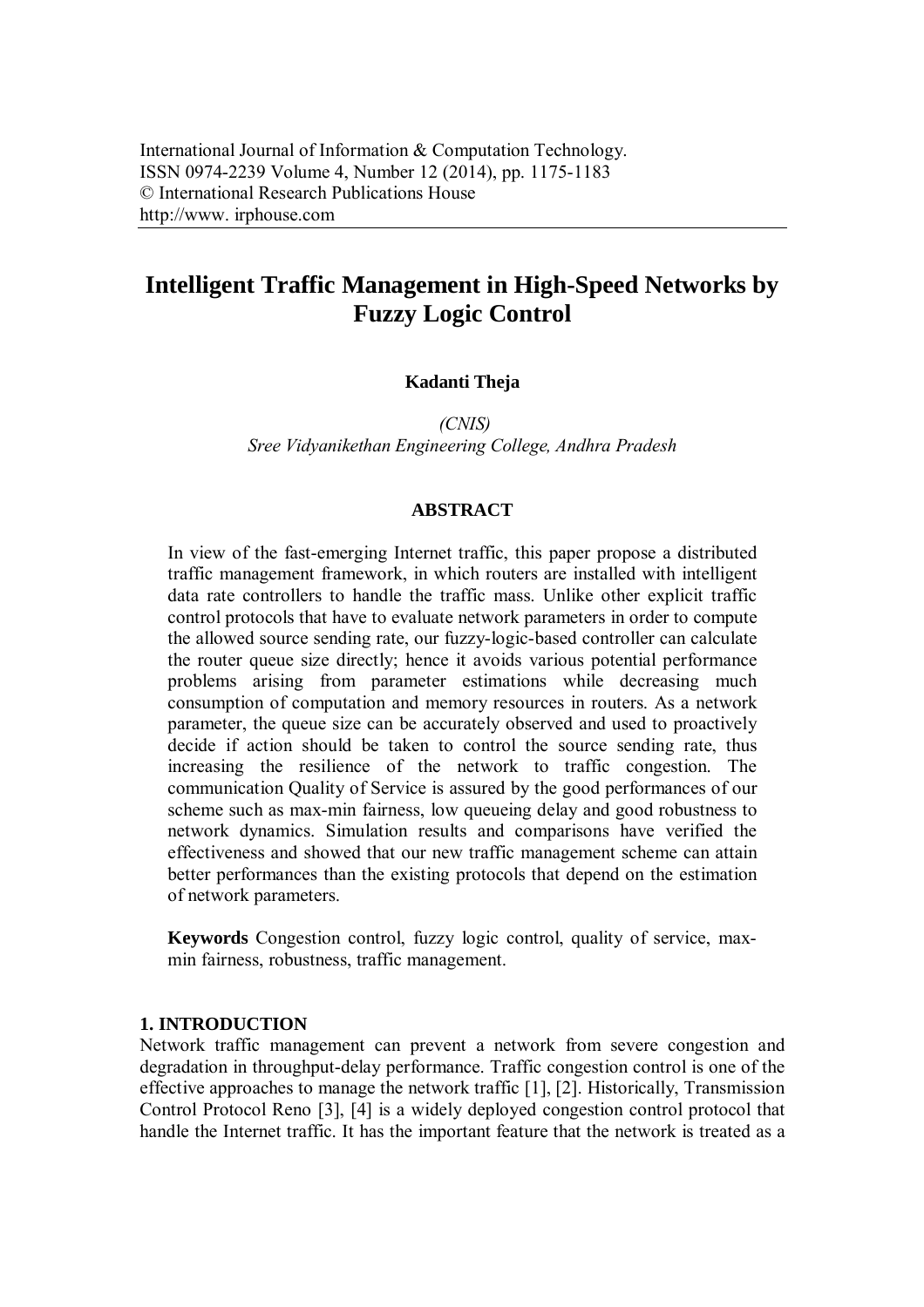# Intelligent Traffic Management in High-Speed Networks by Fuzzy Logic Control

**Kadanti Theja**

*(CNIS)*
*Sree Vidyanikethan Engineering College, Andhra Pradesh*

## ABSTRACT

In view of the fast-emerging Internet traffic, this paper propose a distributed traffic management framework, in which routers are installed with intelligent data rate controllers to handle the traffic mass. Unlike other explicit traffic control protocols that have to evaluate network parameters in order to compute the allowed source sending rate, our fuzzy-logic-based controller can calculate the router queue size directly; hence it avoids various potential performance problems arising from parameter estimations while decreasing much consumption of computation and memory resources in routers. As a network parameter, the queue size can be accurately observed and used to proactively decide if action should be taken to control the source sending rate, thus increasing the resilience of the network to traffic congestion. The communication Quality of Service is assured by the good performances of our scheme such as max-min fairness, low queueing delay and good robustness to network dynamics. Simulation results and comparisons have verified the effectiveness and showed that our new traffic management scheme can attain better performances than the existing protocols that depend on the estimation of network parameters.

**Keywords** Congestion control, fuzzy logic control, quality of service, max-min fairness, robustness, traffic management.

## 1. INTRODUCTION

Network traffic management can prevent a network from severe congestion and degradation in throughput-delay performance. Traffic congestion control is one of the effective approaches to manage the network traffic [1], [2]. Historically, Transmission Control Protocol Reno [3], [4] is a widely deployed congestion control protocol that handle the Internet traffic. It has the important feature that the network is treated as a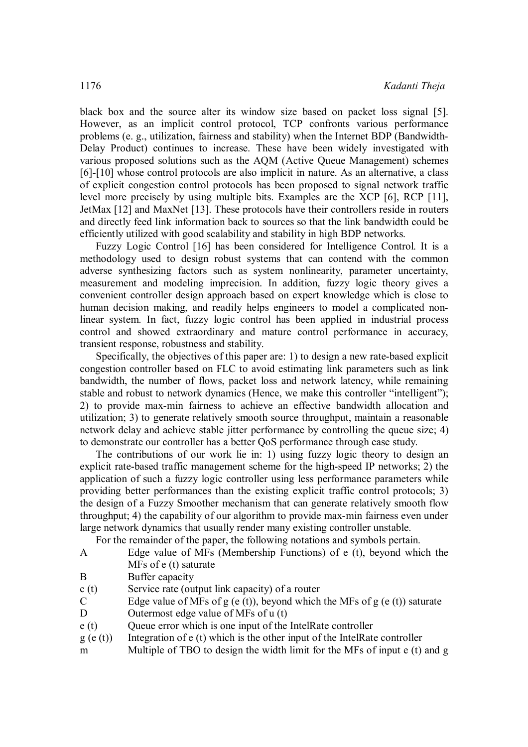black box and the source alter its window size based on packet loss signal [5]. However, as an implicit control protocol, TCP confronts various performance problems (e. g., utilization, fairness and stability) when the Internet BDP (Bandwidth-Delay Product) continues to increase. These have been widely investigated with various proposed solutions such as the AQM (Active Queue Management) schemes [6]-[10] whose control protocols are also implicit in nature. As an alternative, a class of explicit congestion control protocols has been proposed to signal network traffic level more precisely by using multiple bits. Examples are the XCP [6], RCP [11], JetMax [12] and MaxNet [13]. These protocols have their controllers reside in routers and directly feed link information back to sources so that the link bandwidth could be efficiently utilized with good scalability and stability in high BDP networks.

Fuzzy Logic Control [16] has been considered for Intelligence Control. It is a methodology used to design robust systems that can contend with the common adverse synthesizing factors such as system nonlinearity, parameter uncertainty, measurement and modeling imprecision. In addition, fuzzy logic theory gives a convenient controller design approach based on expert knowledge which is close to human decision making, and readily helps engineers to model a complicated non-linear system. In fact, fuzzy logic control has been applied in industrial process control and showed extraordinary and mature control performance in accuracy, transient response, robustness and stability.

Specifically, the objectives of this paper are: 1) to design a new rate-based explicit congestion controller based on FLC to avoid estimating link parameters such as link bandwidth, the number of flows, packet loss and network latency, while remaining stable and robust to network dynamics (Hence, we make this controller "intelligent"); 2) to provide max-min fairness to achieve an effective bandwidth allocation and utilization; 3) to generate relatively smooth source throughput, maintain a reasonable network delay and achieve stable jitter performance by controlling the queue size; 4) to demonstrate our controller has a better QoS performance through case study.

The contributions of our work lie in: 1) using fuzzy logic theory to design an explicit rate-based traffic management scheme for the high-speed IP networks; 2) the application of such a fuzzy logic controller using less performance parameters while providing better performances than the existing explicit traffic control protocols; 3) the design of a Fuzzy Smoother mechanism that can generate relatively smooth flow throughput; 4) the capability of our algorithm to provide max-min fairness even under large network dynamics that usually render many existing controller unstable.

For the remainder of the paper, the following notations and symbols pertain.

| | |
|---|---|
| A | Edge value of MFs (Membership Functions) of e (t), beyond which the MFs of e (t) saturate |
| B | Buffer capacity |
| c (t) | Service rate (output link capacity) of a router |
| C | Edge value of MFs of g (e (t)), beyond which the MFs of g (e (t)) saturate |
| D | Outermost edge value of MFs of u (t) |
| e (t) | Queue error which is one input of the IntelRate controller |
| g (e (t)) | Integration of e (t) which is the other input of the IntelRate controller |
| m | Multiple of TBO to design the width limit for the MFs of input e (t) and g |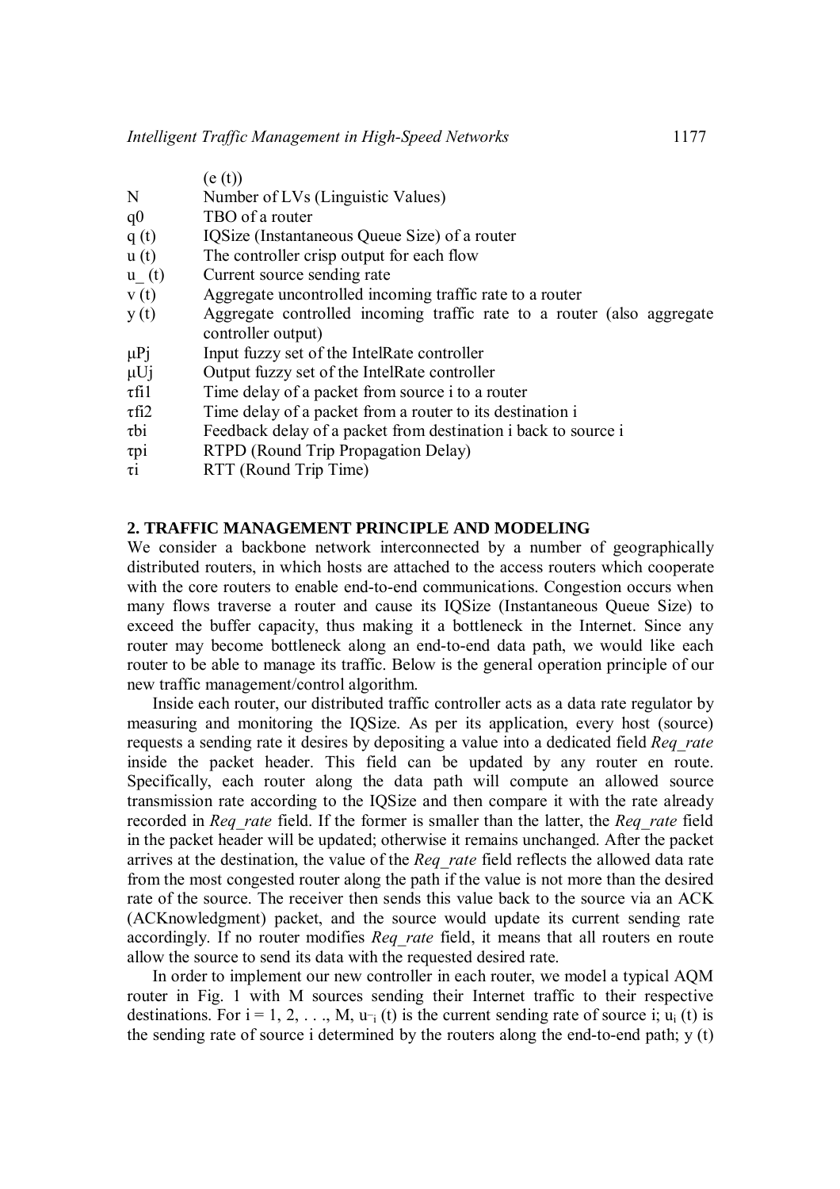(e (t))

| | |
|---|---|
| N | Number of LVs (Linguistic Values) |
| q0 | TBO of a router |
| q (t) | IQSize (Instantaneous Queue Size) of a router |
| u (t) | The controller crisp output for each flow |
| u_ (t) | Current source sending rate |
| v (t) | Aggregate uncontrolled incoming traffic rate to a router |
| y (t) | Aggregate controlled incoming traffic rate to a router (also aggregate controller output) |
| μPj | Input fuzzy set of the IntelRate controller |
| μUj | Output fuzzy set of the IntelRate controller |
| τfi1 | Time delay of a packet from source i to a router |
| τfi2 | Time delay of a packet from a router to its destination i |
| τbi | Feedback delay of a packet from destination i back to source i |
| τpi | RTPD (Round Trip Propagation Delay) |
| τi | RTT (Round Trip Time) |

## 2. TRAFFIC MANAGEMENT PRINCIPLE AND MODELING

We consider a backbone network interconnected by a number of geographically distributed routers, in which hosts are attached to the access routers which cooperate with the core routers to enable end-to-end communications. Congestion occurs when many flows traverse a router and cause its IQSize (Instantaneous Queue Size) to exceed the buffer capacity, thus making it a bottleneck in the Internet. Since any router may become bottleneck along an end-to-end data path, we would like each router to be able to manage its traffic. Below is the general operation principle of our new traffic management/control algorithm.

Inside each router, our distributed traffic controller acts as a data rate regulator by measuring and monitoring the IQSize. As per its application, every host (source) requests a sending rate it desires by depositing a value into a dedicated field *Req_rate* inside the packet header. This field can be updated by any router en route. Specifically, each router along the data path will compute an allowed source transmission rate according to the IQSize and then compare it with the rate already recorded in *Req_rate* field. If the former is smaller than the latter, the *Req_rate* field in the packet header will be updated; otherwise it remains unchanged. After the packet arrives at the destination, the value of the *Req_rate* field reflects the allowed data rate from the most congested router along the path if the value is not more than the desired rate of the source. The receiver then sends this value back to the source via an ACK (ACKnowledgment) packet, and the source would update its current sending rate accordingly. If no router modifies *Req_rate* field, it means that all routers en route allow the source to send its data with the requested desired rate.

In order to implement our new controller in each router, we model a typical AQM router in Fig. 1 with M sources sending their Internet traffic to their respective destinations. For $i = 1, 2, \ldots, M$, $u_{-i}(t)$ is the current sending rate of source i; $u_i(t)$ is the sending rate of source i determined by the routers along the end-to-end path; y (t)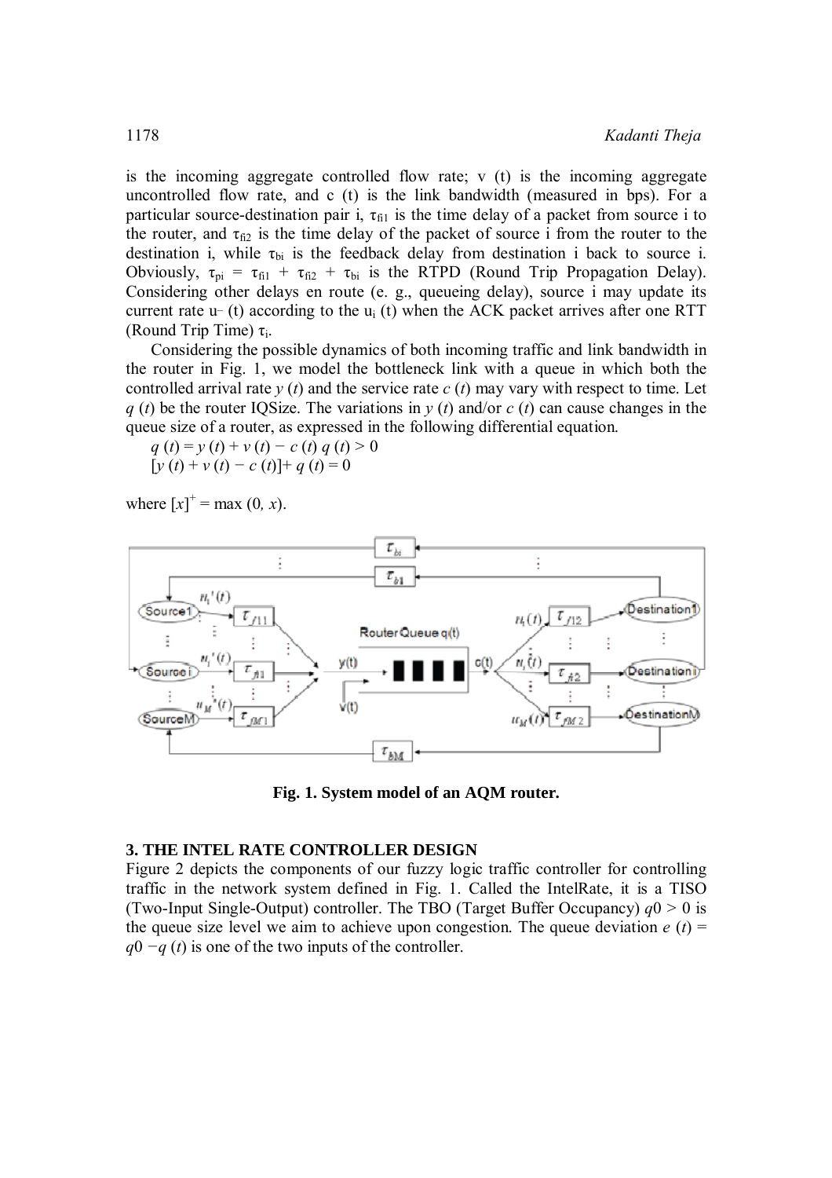is the incoming aggregate controlled flow rate; v (t) is the incoming aggregate uncontrolled flow rate, and c (t) is the link bandwidth (measured in bps). For a particular source-destination pair i, $\tau_{fi1}$ is the time delay of a packet from source i to the router, and $\tau_{fi2}$ is the time delay of the packet of source i from the router to the destination i, while $\tau_{bi}$ is the feedback delay from destination i back to source i. Obviously, $\tau_{pi} = \tau_{fi1} + \tau_{fi2} + \tau_{bi}$ is the RTPD (Round Trip Propagation Delay). Considering other delays en route (e. g., queueing delay), source i may update its current rate u– (t) according to the $u_i$ (t) when the ACK packet arrives after one RTT (Round Trip Time) $\tau_i$.

Considering the possible dynamics of both incoming traffic and link bandwidth in the router in Fig. 1, we model the bottleneck link with a queue in which both the controlled arrival rate $y(t)$ and the service rate $c(t)$ may vary with respect to time. Let $q(t)$ be the router IQSize. The variations in $y(t)$ and/or $c(t)$ can cause changes in the queue size of a router, as expressed in the following differential equation.

$q(t) = y(t) + v(t) - c(t)\ q(t) > 0$

$[y(t) + v(t) - c(t)]^{+}\ q(t) = 0$

where $[x]^{+} = \max(0, x)$.

**Fig. 1. System model of an AQM router.**

### 3. THE INTEL RATE CONTROLLER DESIGN

Figure 2 depicts the components of our fuzzy logic traffic controller for controlling traffic in the network system defined in Fig. 1. Called the IntelRate, it is a TISO (Two-Input Single-Output) controller. The TBO (Target Buffer Occupancy) $q0 > 0$ is the queue size level we aim to achieve upon congestion. The queue deviation $e(t) = q0 - q(t)$ is one of the two inputs of the controller.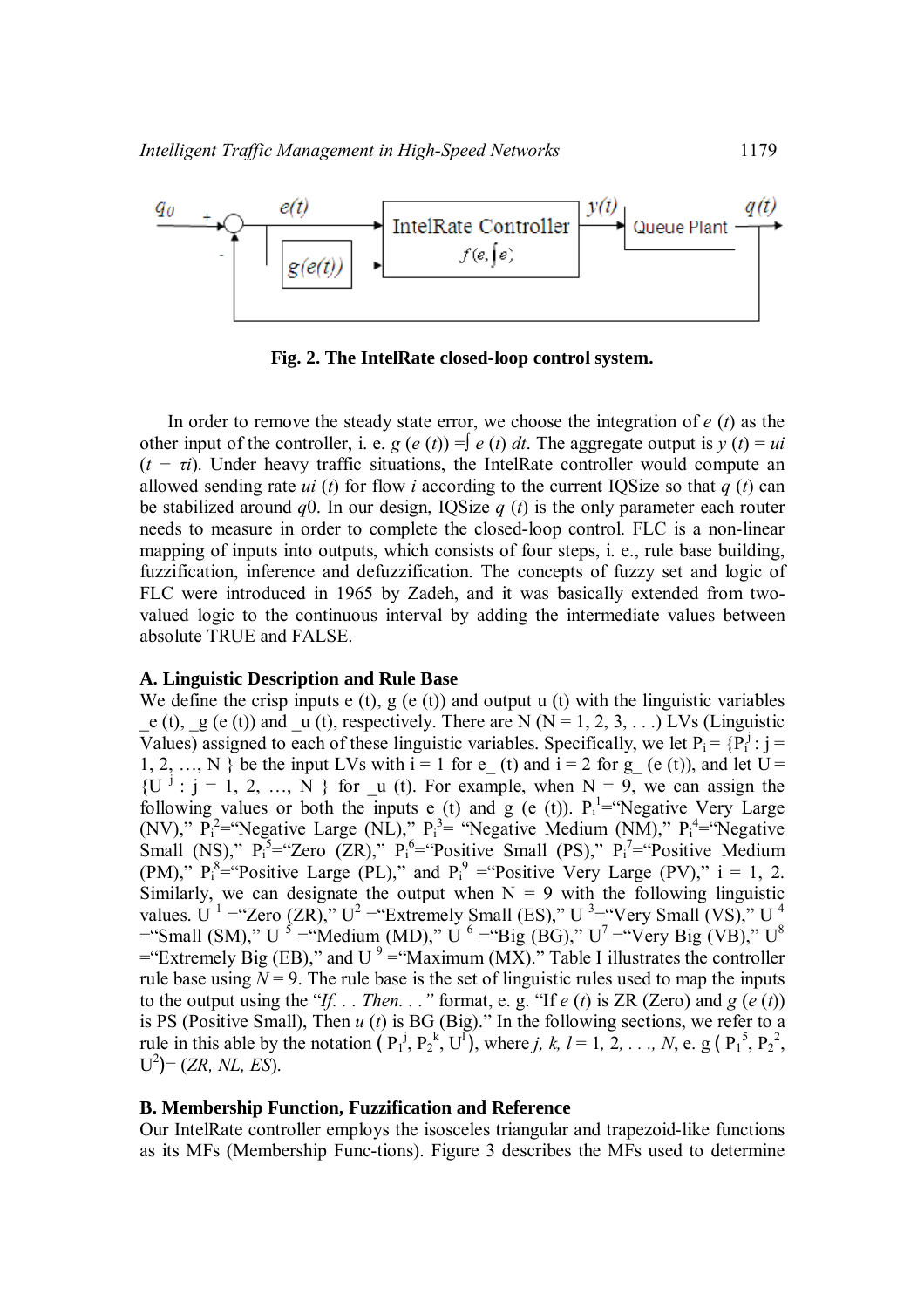Fig. 2. **The IntelRate closed-loop control system.**

In order to remove the steady state error, we choose the integration of $e$ ($t$) as the other input of the controller, i. e. $g$ ($e$ ($t$)) $=\int e(t)\,dt$. The aggregate output is $y(t) = ui(t - \tau i)$. Under heavy traffic situations, the IntelRate controller would compute an allowed sending rate $ui$ ($t$) for flow $i$ according to the current IQSize so that $q$ ($t$) can be stabilized around $q0$. In our design, IQSize $q$ ($t$) is the only parameter each router needs to measure in order to complete the closed-loop control. FLC is a non-linear mapping of inputs into outputs, which consists of four steps, i. e., rule base building, fuzzification, inference and defuzzification. The concepts of fuzzy set and logic of FLC were introduced in 1965 by Zadeh, and it was basically extended from two-valued logic to the continuous interval by adding the intermediate values between absolute TRUE and FALSE.

### A. Linguistic Description and Rule Base

We define the crisp inputs e (t), g (e (t)) and output u (t) with the linguistic variables _e (t), _g (e (t)) and _u (t), respectively. There are N (N = 1, 2, 3, . . .) LVs (Linguistic Values) assigned to each of these linguistic variables. Specifically, we let $P_i = \{P_i^j : j = 1, 2, \ldots, N\}$ be the input LVs with i = 1 for e_ (t) and i = 2 for g_ (e (t)), and let $U = \{U^j : j = 1, 2, \ldots, N\}$ for _u (t). For example, when N = 9, we can assign the following values or both the inputs e (t) and g (e (t)). $P_i^1$="Negative Very Large (NV)," $P_i^2$="Negative Large (NL)," $P_i^3$= "Negative Medium (NM)," $P_i^4$="Negative Small (NS)," $P_i^5$="Zero (ZR)," $P_i^6$="Positive Small (PS)," $P_i^7$="Positive Medium (PM)," $P_i^8$="Positive Large (PL)," and $P_i^9$ ="Positive Very Large (PV)," i = 1, 2. Similarly, we can designate the output when N = 9 with the following linguistic values. $U^1$ ="Zero (ZR)," $U^2$ ="Extremely Small (ES)," $U^3$="Very Small (VS)," $U^4$ ="Small (SM)," $U^5$ ="Medium (MD)," $U^6$ ="Big (BG)," $U^7$ ="Very Big (VB)," $U^8$ ="Extremely Big (EB)," and $U^9$ ="Maximum (MX)." Table I illustrates the controller rule base using $N = 9$. The rule base is the set of linguistic rules used to map the inputs to the output using the "*If. . . Then. . .*" format, e. g. "If $e$ ($t$) is ZR (Zero) and $g$ ($e$ ($t$)) is PS (Positive Small), Then $u$ ($t$) is BG (Big)." In the following sections, we refer to a rule in this able by the notation ($P_1^j$, $P_2^k$, $U^l$), where $j, k, l = 1, 2, \ldots, N$, e. g ($P_1^5$, $P_2^2$, $U^2$)= (*ZR, NL, ES*).

### B. Membership Function, Fuzzification and Reference

Our IntelRate controller employs the isosceles triangular and trapezoid-like functions as its MFs (Membership Func-tions). Figure 3 describes the MFs used to determine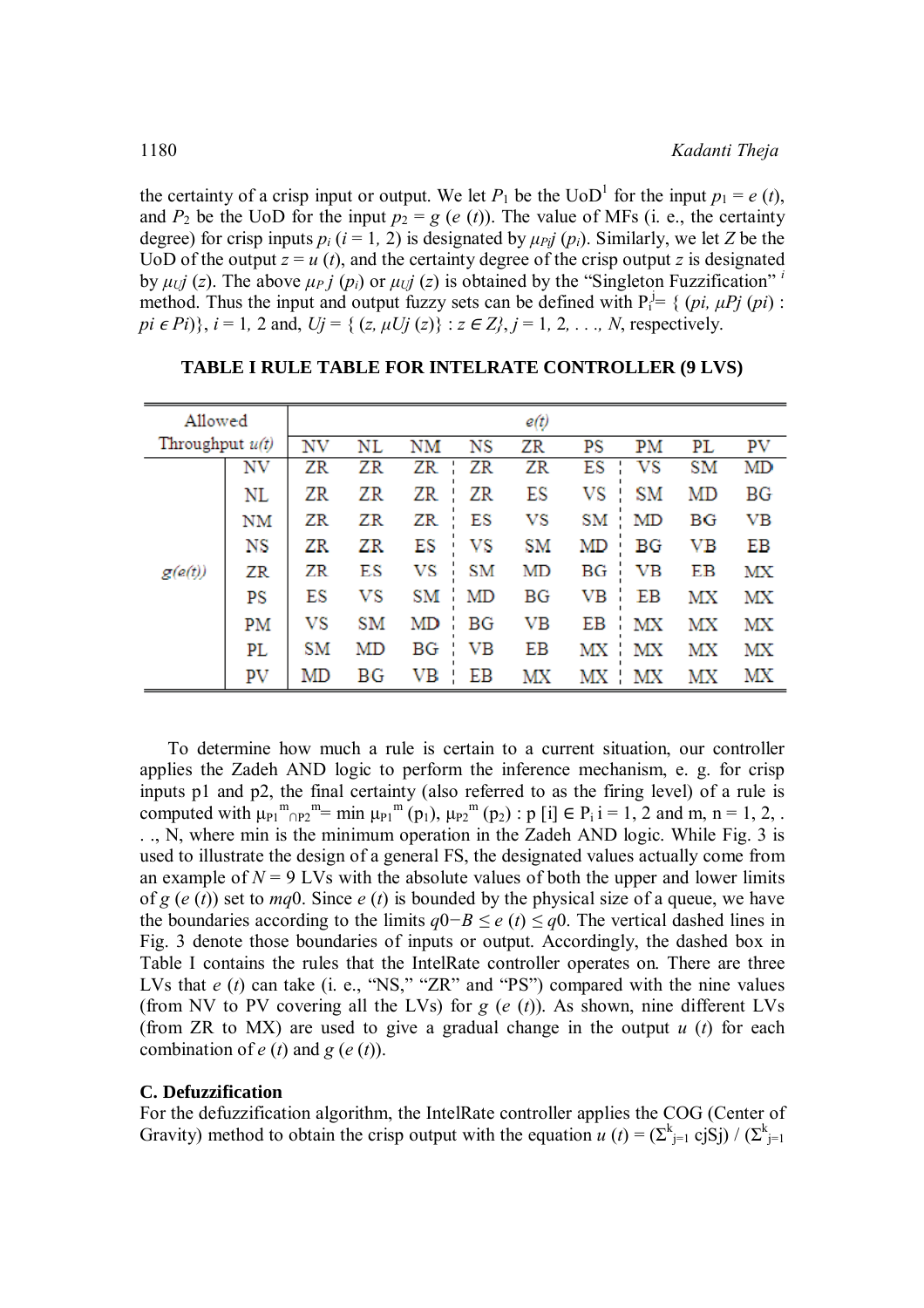the certainty of a crisp input or output. We let $P_1$ be the UoD[1] for the input $p_1 = e(t)$, and $P_2$ be the UoD for the input $p_2 = g(e(t))$. The value of MFs (i. e., the certainty degree) for crisp inputs $p_i$ $(i = 1, 2)$ is designated by $\mu_{Pj}(p_i)$. Similarly, we let $Z$ be the UoD of the output $z = u(t)$, and the certainty degree of the crisp output $z$ is designated by $\mu_{Uj}(z)$. The above $\mu_{P}j(p_i)$ or $\mu_{Uj}(z)$ is obtained by the "Singleton Fuzzification" [i] method. Thus the input and output fuzzy sets can be defined with $P_i^j = \{(pi, \mu Pj(pi) : pi \in Pi)\}$, $i = 1, 2$ and, $Uj = \{(z, \mu Uj(z)\} : z \in Z\}$, $j = 1, 2, \ldots, N$, respectively.

**TABLE I RULE TABLE FOR INTELRATE CONTROLLER (9 LVS)**

| Allowed Throughput $u(t)$ | | $e(t)$ | | | | | | | | |
|---|---|---|---|---|---|---|---|---|---|---|
| | | NV | NL | NM | NS | ZR | PS | PM | PL | PV |
| $g(e(t))$ | NV | ZR | ZR | ZR | ZR | ZR | ES | VS | SM | MD |
| | NL | ZR | ZR | ZR | ZR | ES | VS | SM | MD | BG |
| | NM | ZR | ZR | ZR | ES | VS | SM | MD | BG | VB |
| | NS | ZR | ZR | ES | VS | SM | MD | BG | VB | EB |
| | ZR | ZR | ES | VS | SM | MD | BG | VB | EB | MX |
| | PS | ES | VS | SM | MD | BG | VB | EB | MX | MX |
| | PM | VS | SM | MD | BG | VB | EB | MX | MX | MX |
| | PL | SM | MD | BG | VB | EB | MX | MX | MX | MX |
| | PV | MD | BG | VB | EB | MX | MX | MX | MX | MX |

To determine how much a rule is certain to a current situation, our controller applies the Zadeh AND logic to perform the inference mechanism, e. g. for crisp inputs p1 and p2, the final certainty (also referred to as the firing level) of a rule is computed with $\mu_{P1^m \cap P2^m} = \min \mu_{P1}^m(p_1), \mu_{P2}^m(p_2) : p[i] \in P_i$ $i = 1, 2$ and $m, n = 1, 2, \ldots, N$, where min is the minimum operation in the Zadeh AND logic. While Fig. 3 is used to illustrate the design of a general FS, the designated values actually come from an example of $N = 9$ LVs with the absolute values of both the upper and lower limits of $g(e(t))$ set to $mq0$. Since $e(t)$ is bounded by the physical size of a queue, we have the boundaries according to the limits $q0-B \leq e(t) \leq q0$. The vertical dashed lines in Fig. 3 denote those boundaries of inputs or output. Accordingly, the dashed box in Table I contains the rules that the IntelRate controller operates on. There are three LVs that $e(t)$ can take (i. e., "NS," "ZR" and "PS") compared with the nine values (from NV to PV covering all the LVs) for $g(e(t))$. As shown, nine different LVs (from ZR to MX) are used to give a gradual change in the output $u(t)$ for each combination of $e(t)$ and $g(e(t))$.

### C. Defuzzification

For the defuzzification algorithm, the IntelRate controller applies the COG (Center of Gravity) method to obtain the crisp output with the equation $u(t) = (\Sigma^k_{j=1} cjSj) / (\Sigma^k_{j=1}$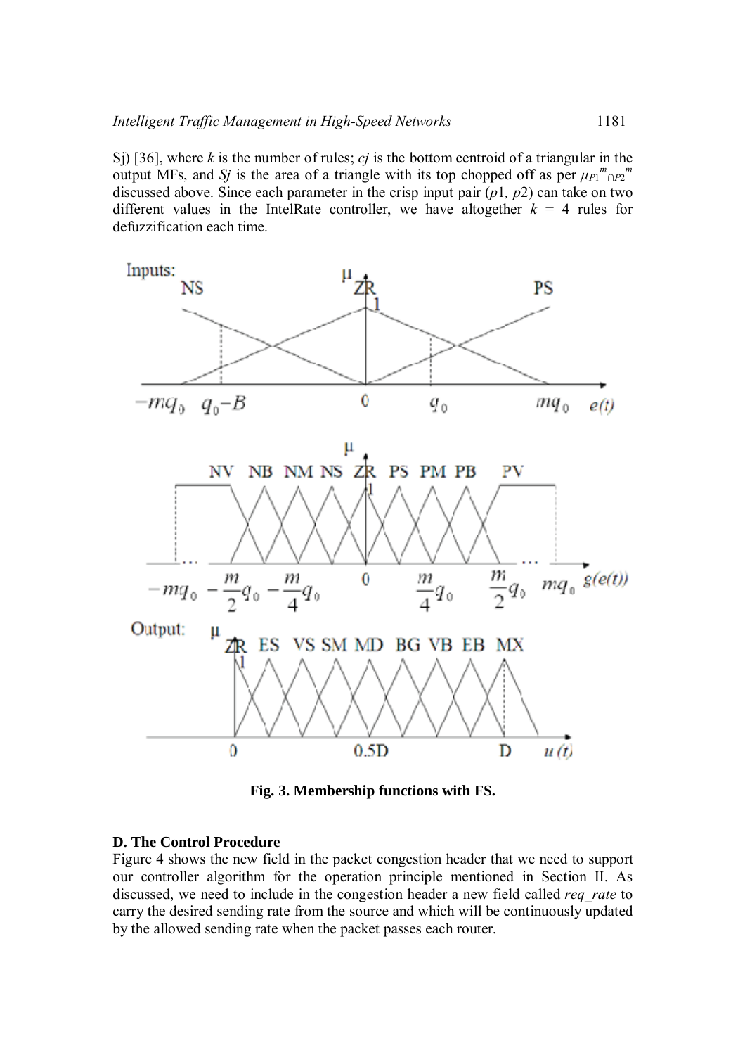Sj) [36], where $k$ is the number of rules; $cj$ is the bottom centroid of a triangular in the output MFs, and $Sj$ is the area of a triangle with its top chopped off as per $\mu_{P1^m \cap P2^m}$ discussed above. Since each parameter in the crisp input pair ($p1$, $p2$) can take on two different values in the IntelRate controller, we have altogether $k$ = 4 rules for defuzzification each time.

**Fig. 3. Membership functions with FS.**

#### D. The Control Procedure

Figure 4 shows the new field in the packet congestion header that we need to support our controller algorithm for the operation principle mentioned in Section II. As discussed, we need to include in the congestion header a new field called *req_rate* to carry the desired sending rate from the source and which will be continuously updated by the allowed sending rate when the packet passes each router.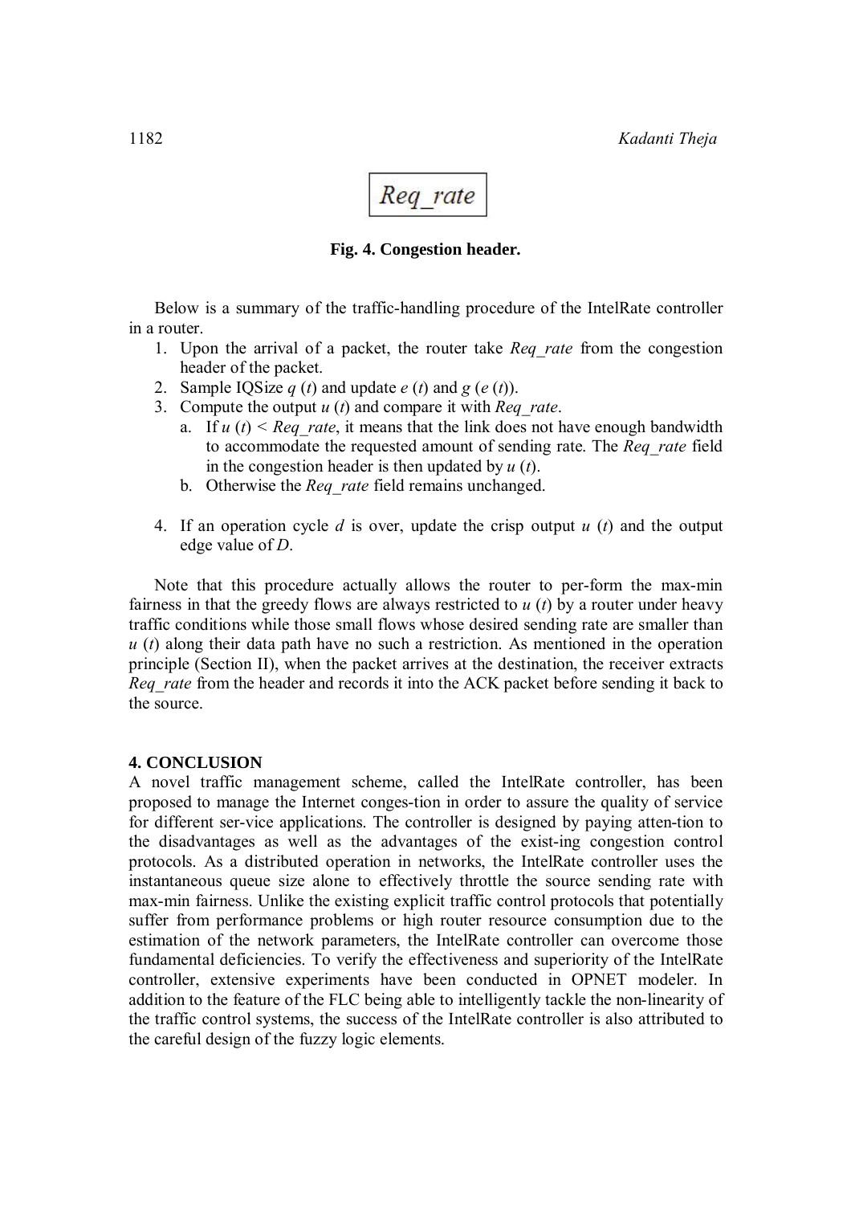$Req\_rate$

**Fig. 4. Congestion header.**

Below is a summary of the traffic-handling procedure of the IntelRate controller in a router.

1. Upon the arrival of a packet, the router take *Req_rate* from the congestion header of the packet.
2. Sample IQSize $q\ (t)$ and update $e\ (t)$ and $g\ (e\ (t))$.
3. Compute the output $u\ (t)$ and compare it with *Req_rate*.
   a. If $u\ (t) < Req\_rate$, it means that the link does not have enough bandwidth to accommodate the requested amount of sending rate. The *Req_rate* field in the congestion header is then updated by $u\ (t)$.
   b. Otherwise the *Req_rate* field remains unchanged.
4. If an operation cycle $d$ is over, update the crisp output $u\ (t)$ and the output edge value of $D$.

Note that this procedure actually allows the router to per-form the max-min fairness in that the greedy flows are always restricted to $u\ (t)$ by a router under heavy traffic conditions while those small flows whose desired sending rate are smaller than $u\ (t)$ along their data path have no such a restriction. As mentioned in the operation principle (Section II), when the packet arrives at the destination, the receiver extracts *Req_rate* from the header and records it into the ACK packet before sending it back to the source.

## 4. CONCLUSION

A novel traffic management scheme, called the IntelRate controller, has been proposed to manage the Internet conges-tion in order to assure the quality of service for different ser-vice applications. The controller is designed by paying atten-tion to the disadvantages as well as the advantages of the exist-ing congestion control protocols. As a distributed operation in networks, the IntelRate controller uses the instantaneous queue size alone to effectively throttle the source sending rate with max-min fairness. Unlike the existing explicit traffic control protocols that potentially suffer from performance problems or high router resource consumption due to the estimation of the network parameters, the IntelRate controller can overcome those fundamental deficiencies. To verify the effectiveness and superiority of the IntelRate controller, extensive experiments have been conducted in OPNET modeler. In addition to the feature of the FLC being able to intelligently tackle the non-linearity of the traffic control systems, the success of the IntelRate controller is also attributed to the careful design of the fuzzy logic elements.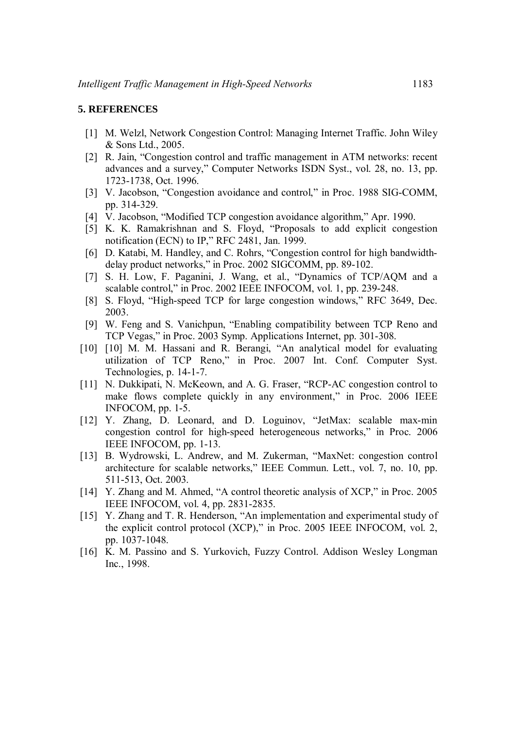## 5. REFERENCES

[1] M. Welzl, Network Congestion Control: Managing Internet Traffic. John Wiley & Sons Ltd., 2005.

[2] R. Jain, "Congestion control and traffic management in ATM networks: recent advances and a survey," Computer Networks ISDN Syst., vol. 28, no. 13, pp. 1723-1738, Oct. 1996.

[3] V. Jacobson, "Congestion avoidance and control," in Proc. 1988 SIG-COMM, pp. 314-329.

[4] V. Jacobson, "Modified TCP congestion avoidance algorithm," Apr. 1990.

[5] K. K. Ramakrishnan and S. Floyd, "Proposals to add explicit congestion notification (ECN) to IP," RFC 2481, Jan. 1999.

[6] D. Katabi, M. Handley, and C. Rohrs, "Congestion control for high bandwidth-delay product networks," in Proc. 2002 SIGCOMM, pp. 89-102.

[7] S. H. Low, F. Paganini, J. Wang, et al., "Dynamics of TCP/AQM and a scalable control," in Proc. 2002 IEEE INFOCOM, vol. 1, pp. 239-248.

[8] S. Floyd, "High-speed TCP for large congestion windows," RFC 3649, Dec. 2003.

[9] W. Feng and S. Vanichpun, "Enabling compatibility between TCP Reno and TCP Vegas," in Proc. 2003 Symp. Applications Internet, pp. 301-308.

[10] [10] M. M. Hassani and R. Berangi, "An analytical model for evaluating utilization of TCP Reno," in Proc. 2007 Int. Conf. Computer Syst. Technologies, p. 14-1-7.

[11] N. Dukkipati, N. McKeown, and A. G. Fraser, "RCP-AC congestion control to make flows complete quickly in any environment," in Proc. 2006 IEEE INFOCOM, pp. 1-5.

[12] Y. Zhang, D. Leonard, and D. Loguinov, "JetMax: scalable max-min congestion control for high-speed heterogeneous networks," in Proc. 2006 IEEE INFOCOM, pp. 1-13.

[13] B. Wydrowski, L. Andrew, and M. Zukerman, "MaxNet: congestion control architecture for scalable networks," IEEE Commun. Lett., vol. 7, no. 10, pp. 511-513, Oct. 2003.

[14] Y. Zhang and M. Ahmed, "A control theoretic analysis of XCP," in Proc. 2005 IEEE INFOCOM, vol. 4, pp. 2831-2835.

[15] Y. Zhang and T. R. Henderson, "An implementation and experimental study of the explicit control protocol (XCP)," in Proc. 2005 IEEE INFOCOM, vol. 2, pp. 1037-1048.

[16] K. M. Passino and S. Yurkovich, Fuzzy Control. Addison Wesley Longman Inc., 1998.